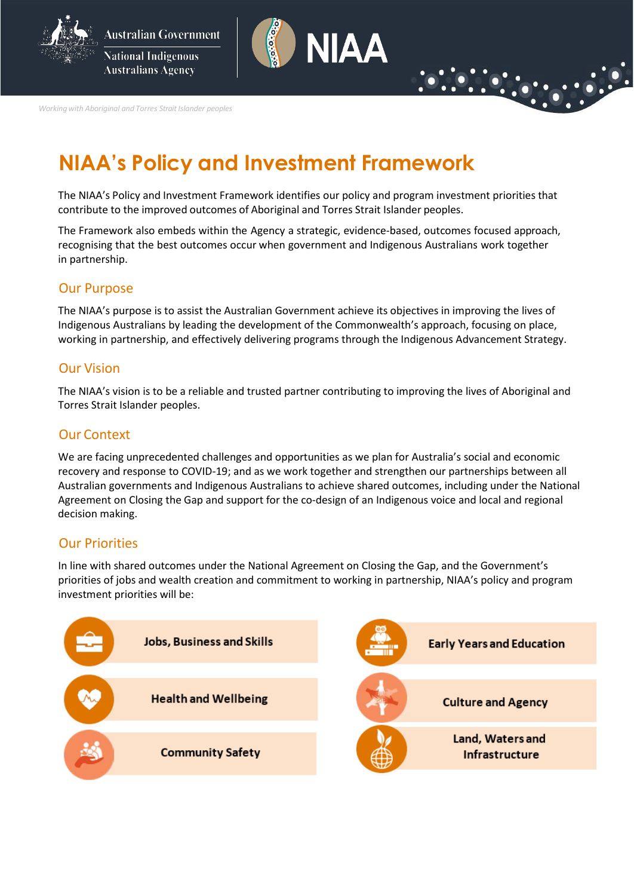Australian Government
National Indigenous Australians Agency

NIAA

*Working with Aboriginal and Torres Strait Islander peoples*

# NIAA's Policy and Investment Framework

The NIAA's Policy and Investment Framework identifies our policy and program investment priorities that contribute to the improved outcomes of Aboriginal and Torres Strait Islander peoples.

The Framework also embeds within the Agency a strategic, evidence-based, outcomes focused approach, recognising that the best outcomes occur when government and Indigenous Australians work together in partnership.

## Our Purpose

The NIAA's purpose is to assist the Australian Government achieve its objectives in improving the lives of Indigenous Australians by leading the development of the Commonwealth's approach, focusing on place, working in partnership, and effectively delivering programs through the Indigenous Advancement Strategy.

## Our Vision

The NIAA's vision is to be a reliable and trusted partner contributing to improving the lives of Aboriginal and Torres Strait Islander peoples.

## Our Context

We are facing unprecedented challenges and opportunities as we plan for Australia's social and economic recovery and response to COVID-19; and as we work together and strengthen our partnerships between all Australian governments and Indigenous Australians to achieve shared outcomes, including under the National Agreement on Closing the Gap and support for the co-design of an Indigenous voice and local and regional decision making.

## Our Priorities

In line with shared outcomes under the National Agreement on Closing the Gap, and the Government's priorities of jobs and wealth creation and commitment to working in partnership, NIAA's policy and program investment priorities will be:

- Jobs, Business and Skills
- Health and Wellbeing
- Community Safety
- Early Years and Education
- Culture and Agency
- Land, Waters and Infrastructure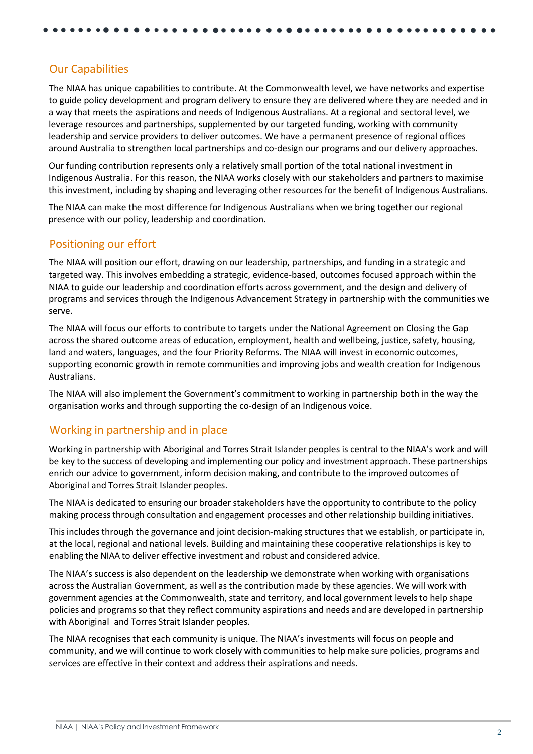## Our Capabilities

The NIAA has unique capabilities to contribute. At the Commonwealth level, we have networks and expertise to guide policy development and program delivery to ensure they are delivered where they are needed and in a way that meets the aspirations and needs of Indigenous Australians. At a regional and sectoral level, we leverage resources and partnerships, supplemented by our targeted funding, working with community leadership and service providers to deliver outcomes. We have a permanent presence of regional offices around Australia to strengthen local partnerships and co-design our programs and our delivery approaches.

Our funding contribution represents only a relatively small portion of the total national investment in Indigenous Australia. For this reason, the NIAA works closely with our stakeholders and partners to maximise this investment, including by shaping and leveraging other resources for the benefit of Indigenous Australians.

The NIAA can make the most difference for Indigenous Australians when we bring together our regional presence with our policy, leadership and coordination.

## Positioning our effort

The NIAA will position our effort, drawing on our leadership, partnerships, and funding in a strategic and targeted way. This involves embedding a strategic, evidence-based, outcomes focused approach within the NIAA to guide our leadership and coordination efforts across government, and the design and delivery of programs and services through the Indigenous Advancement Strategy in partnership with the communities we serve.

The NIAA will focus our efforts to contribute to targets under the National Agreement on Closing the Gap across the shared outcome areas of education, employment, health and wellbeing, justice, safety, housing, land and waters, languages, and the four Priority Reforms. The NIAA will invest in economic outcomes, supporting economic growth in remote communities and improving jobs and wealth creation for Indigenous Australians.

The NIAA will also implement the Government's commitment to working in partnership both in the way the organisation works and through supporting the co-design of an Indigenous voice.

## Working in partnership and in place

Working in partnership with Aboriginal and Torres Strait Islander peoples is central to the NIAA's work and will be key to the success of developing and implementing our policy and investment approach. These partnerships enrich our advice to government, inform decision making, and contribute to the improved outcomes of Aboriginal and Torres Strait Islander peoples.

The NIAA is dedicated to ensuring our broader stakeholders have the opportunity to contribute to the policy making process through consultation and engagement processes and other relationship building initiatives.

This includes through the governance and joint decision-making structures that we establish, or participate in, at the local, regional and national levels. Building and maintaining these cooperative relationships is key to enabling the NIAA to deliver effective investment and robust and considered advice.

The NIAA's success is also dependent on the leadership we demonstrate when working with organisations across the Australian Government, as well as the contribution made by these agencies. We will work with government agencies at the Commonwealth, state and territory, and local government levels to help shape policies and programs so that they reflect community aspirations and needs and are developed in partnership with Aboriginal and Torres Strait Islander peoples.

The NIAA recognises that each community is unique. The NIAA's investments will focus on people and community, and we will continue to work closely with communities to help make sure policies, programs and services are effective in their context and address their aspirations and needs.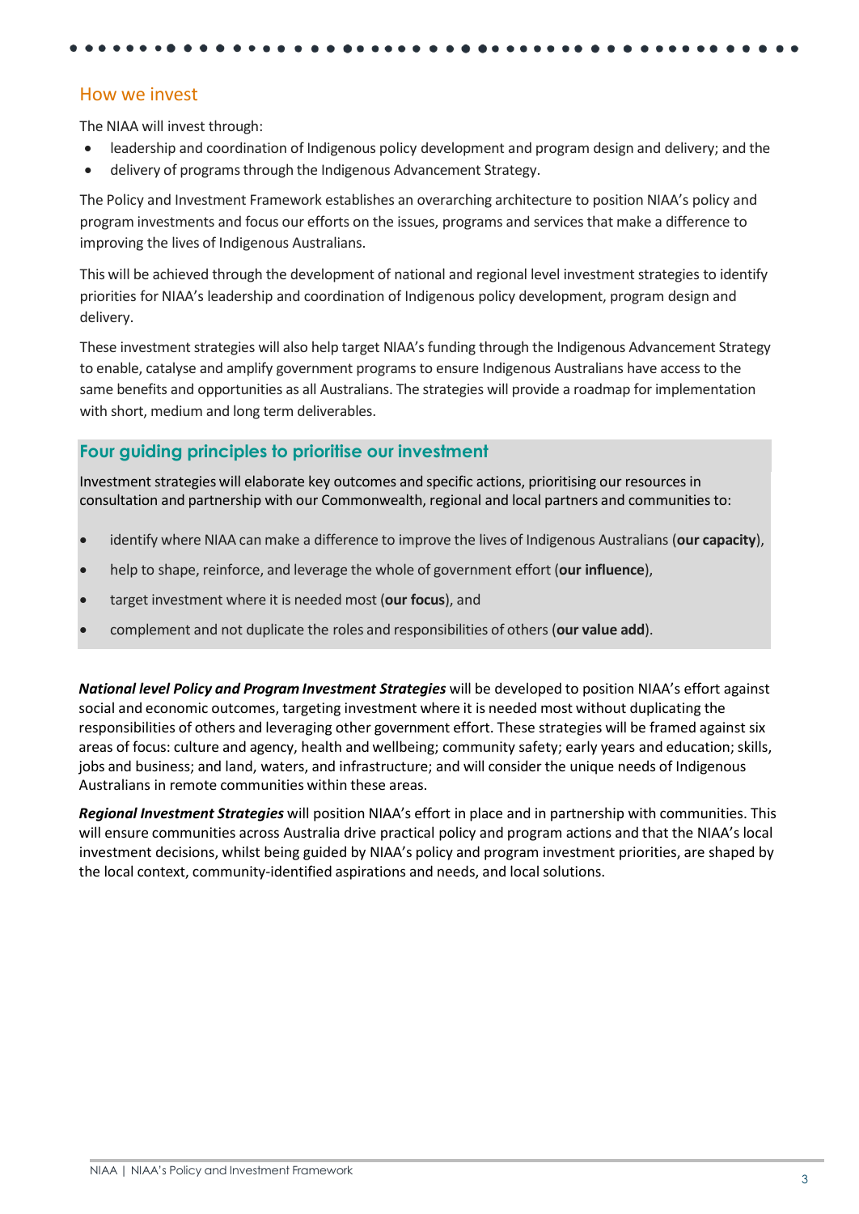## How we invest

The NIAA will invest through:

- leadership and coordination of Indigenous policy development and program design and delivery; and the
- delivery of programs through the Indigenous Advancement Strategy.

The Policy and Investment Framework establishes an overarching architecture to position NIAA's policy and program investments and focus our efforts on the issues, programs and services that make a difference to improving the lives of Indigenous Australians.

This will be achieved through the development of national and regional level investment strategies to identify priorities for NIAA's leadership and coordination of Indigenous policy development, program design and delivery.

These investment strategies will also help target NIAA's funding through the Indigenous Advancement Strategy to enable, catalyse and amplify government programs to ensure Indigenous Australians have access to the same benefits and opportunities as all Australians. The strategies will provide a roadmap for implementation with short, medium and long term deliverables.

### Four guiding principles to prioritise our investment

Investment strategies will elaborate key outcomes and specific actions, prioritising our resources in consultation and partnership with our Commonwealth, regional and local partners and communities to:

- identify where NIAA can make a difference to improve the lives of Indigenous Australians (**our capacity**),
- help to shape, reinforce, and leverage the whole of government effort (**our influence**),
- target investment where it is needed most (**our focus**), and
- complement and not duplicate the roles and responsibilities of others (**our value add**).

***National level Policy and Program Investment Strategies*** will be developed to position NIAA's effort against social and economic outcomes, targeting investment where it is needed most without duplicating the responsibilities of others and leveraging other government effort. These strategies will be framed against six areas of focus: culture and agency, health and wellbeing; community safety; early years and education; skills, jobs and business; and land, waters, and infrastructure; and will consider the unique needs of Indigenous Australians in remote communities within these areas.

***Regional Investment Strategies*** will position NIAA's effort in place and in partnership with communities. This will ensure communities across Australia drive practical policy and program actions and that the NIAA's local investment decisions, whilst being guided by NIAA's policy and program investment priorities, are shaped by the local context, community-identified aspirations and needs, and local solutions.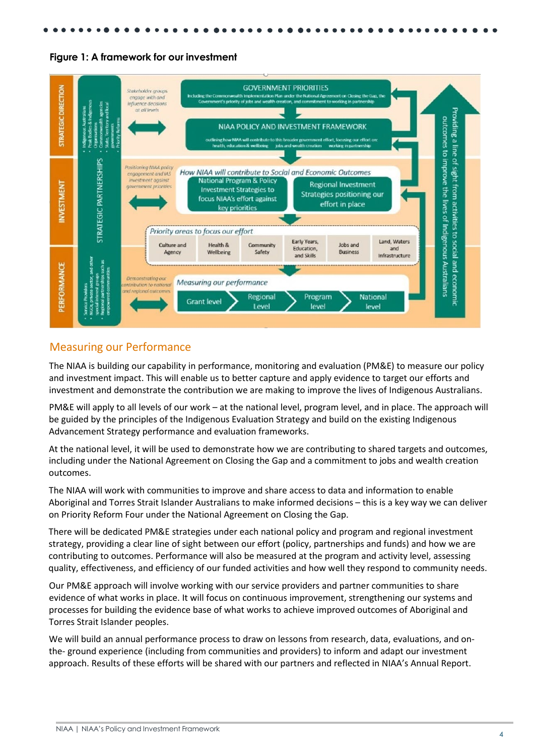**Figure 1: A framework for our investment**

STRATEGIC DIRECTION

INVESTMENT

PERFORMANCE

STRATEGIC PARTNERSHIPS

- Indigenous Australians
- Peak Bodies & Indigenous Organisations
- Commonwealth agencies
- State, Territory and local governments
- Priority Reforms

- Service Providers
- NGOs, private sector, and other special interest groups
- Regional partnerships such as empowered communities

*Stakeholder groups engage with and influence decisions at all levels*

GOVERNMENT PRIORITIES

Including the Commonwealth Implementation Plan under the National Agreement on Closing the Gap, the Government's priority of jobs and wealth creation, and commitment to working in partnership

NIAA POLICY AND INVESTMENT FRAMEWORK

outlining how NIAA will contribute to this broader government effort, focusing our effort on: health, education & wellbeing · jobs and wealth creation · working in partnership

*Positioning NIAA policy engagement and IAS investment against government priorities*

*How NIAA will contribute to Social and Economic Outcomes*

National Program & Policy Investment Strategies to focus NIAA's effort against key priorities

Regional Investment Strategies positioning our effort in place

*Priority areas to focus our effort*

| Culture and Agency | Health & Wellbeing | Community Safety | Early Years, Education, and Skills | Jobs and Business | Land, Waters and Infrastructure |
|---|---|---|---|---|---|

*Demonstrating our contribution to national and regional outcomes*

*Measuring our performance*

Grant level → Regional Level → Program level → National level

Providing a line of sight from activities to social and economic outcomes to improve the lives of Indigenous Australians

## Measuring our Performance

The NIAA is building our capability in performance, monitoring and evaluation (PM&E) to measure our policy and investment impact. This will enable us to better capture and apply evidence to target our efforts and investment and demonstrate the contribution we are making to improve the lives of Indigenous Australians.

PM&E will apply to all levels of our work – at the national level, program level, and in place. The approach will be guided by the principles of the Indigenous Evaluation Strategy and build on the existing Indigenous Advancement Strategy performance and evaluation frameworks.

At the national level, it will be used to demonstrate how we are contributing to shared targets and outcomes, including under the National Agreement on Closing the Gap and a commitment to jobs and wealth creation outcomes.

The NIAA will work with communities to improve and share access to data and information to enable Aboriginal and Torres Strait Islander Australians to make informed decisions – this is a key way we can deliver on Priority Reform Four under the National Agreement on Closing the Gap.

There will be dedicated PM&E strategies under each national policy and program and regional investment strategy, providing a clear line of sight between our effort (policy, partnerships and funds) and how we are contributing to outcomes. Performance will also be measured at the program and activity level, assessing quality, effectiveness, and efficiency of our funded activities and how well they respond to community needs.

Our PM&E approach will involve working with our service providers and partner communities to share evidence of what works in place. It will focus on continuous improvement, strengthening our systems and processes for building the evidence base of what works to achieve improved outcomes of Aboriginal and Torres Strait Islander peoples.

We will build an annual performance process to draw on lessons from research, data, evaluations, and on-the- ground experience (including from communities and providers) to inform and adapt our investment approach. Results of these efforts will be shared with our partners and reflected in NIAA's Annual Report.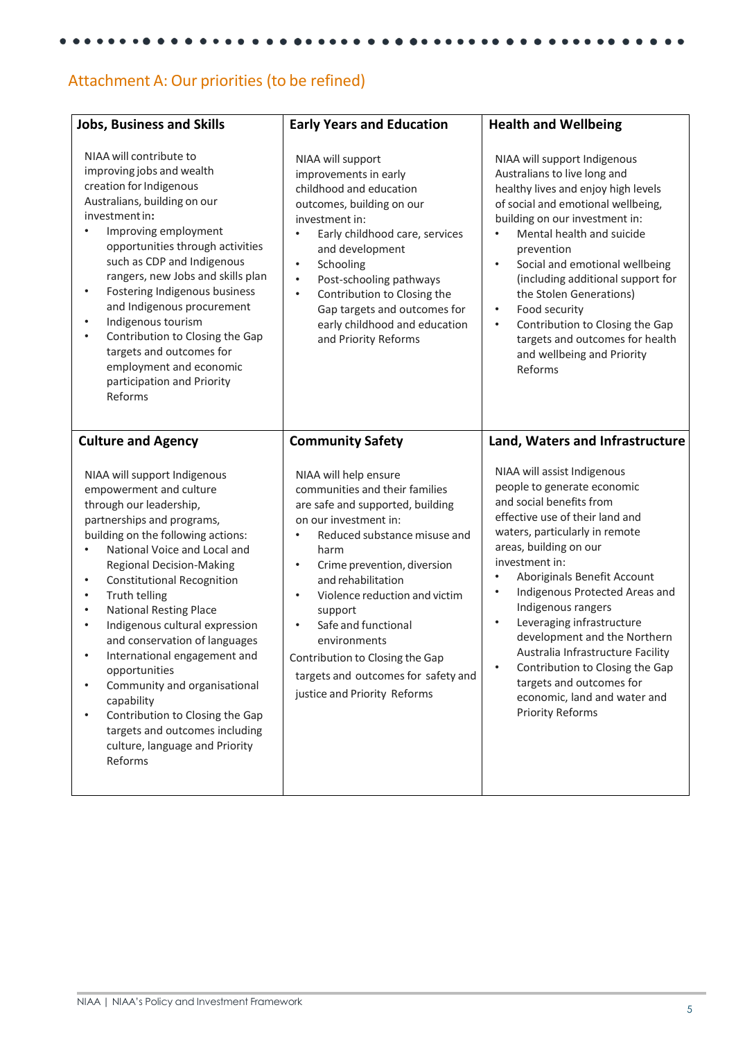## Attachment A: Our priorities (to be refined)

| Jobs, Business and Skills | Early Years and Education | Health and Wellbeing |
|---|---|---|
| NIAA will contribute to improving jobs and wealth creation for Indigenous Australians, building on our investment in:<br>• Improving employment opportunities through activities such as CDP and Indigenous rangers, new Jobs and skills plan<br>• Fostering Indigenous business and Indigenous procurement<br>• Indigenous tourism<br>• Contribution to Closing the Gap targets and outcomes for employment and economic participation and Priority Reforms | NIAA will support improvements in early childhood and education outcomes, building on our investment in:<br>• Early childhood care, services and development<br>• Schooling<br>• Post-schooling pathways<br>• Contribution to Closing the Gap targets and outcomes for early childhood and education and Priority Reforms | NIAA will support Indigenous Australians to live long and healthy lives and enjoy high levels of social and emotional wellbeing, building on our investment in:<br>• Mental health and suicide prevention<br>• Social and emotional wellbeing (including additional support for the Stolen Generations)<br>• Food security<br>• Contribution to Closing the Gap targets and outcomes for health and wellbeing and Priority Reforms |
| **Culture and Agency** | **Community Safety** | **Land, Waters and Infrastructure** |
| NIAA will support Indigenous empowerment and culture through our leadership, partnerships and programs, building on the following actions:<br>• National Voice and Local and Regional Decision-Making<br>• Constitutional Recognition<br>• Truth telling<br>• National Resting Place<br>• Indigenous cultural expression and conservation of languages<br>• International engagement and opportunities<br>• Community and organisational capability<br>• Contribution to Closing the Gap targets and outcomes including culture, language and Priority Reforms | NIAA will help ensure communities and their families are safe and supported, building on our investment in:<br>• Reduced substance misuse and harm<br>• Crime prevention, diversion and rehabilitation<br>• Violence reduction and victim support<br>• Safe and functional environments<br>Contribution to Closing the Gap targets and outcomes for safety and justice and Priority Reforms | NIAA will assist Indigenous people to generate economic and social benefits from effective use of their land and waters, particularly in remote areas, building on our investment in:<br>• Aboriginals Benefit Account<br>• Indigenous Protected Areas and Indigenous rangers<br>• Leveraging infrastructure development and the Northern Australia Infrastructure Facility<br>• Contribution to Closing the Gap targets and outcomes for economic, land and water and Priority Reforms |